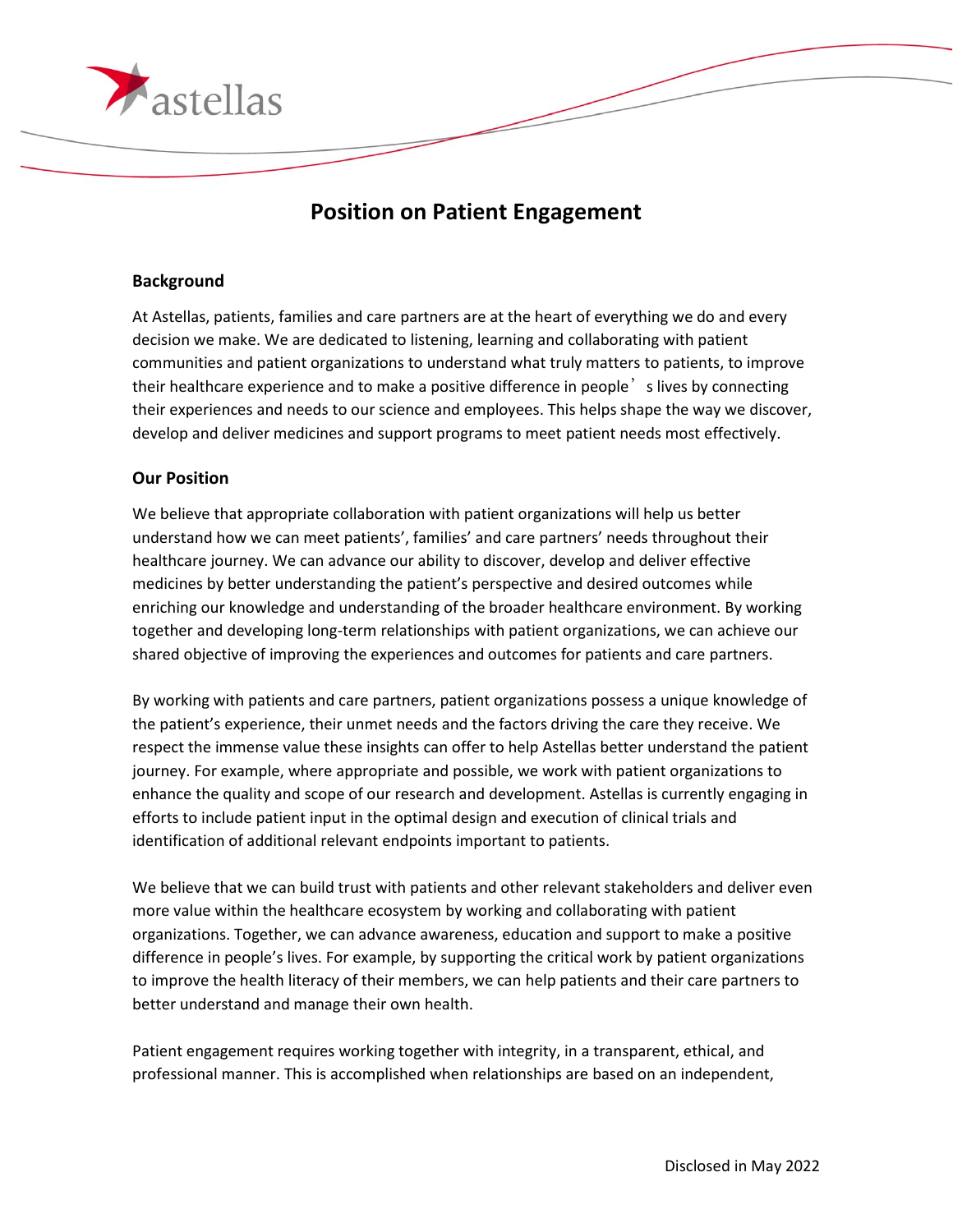# Position on Patient Engagement

## Background

At Astellas, patients, families and care partners are at the heart of everything we do and every decision we make. We are dedicated to listening, learning and collaborating with patient communities and patient organizations to understand what truly matters to patients, to improve their healthcare experience and to make a positive difference in people's lives by connecting their experiences and needs to our science and employees. This helps shape the way we discover, develop and deliver medicines and support programs to meet patient needs most effectively.

## Our Position

We believe that appropriate collaboration with patient organizations will help us better understand how we can meet patients', families' and care partners' needs throughout their healthcare journey. We can advance our ability to discover, develop and deliver effective medicines by better understanding the patient's perspective and desired outcomes while enriching our knowledge and understanding of the broader healthcare environment. By working together and developing long-term relationships with patient organizations, we can achieve our shared objective of improving the experiences and outcomes for patients and care partners.

By working with patients and care partners, patient organizations possess a unique knowledge of the patient's experience, their unmet needs and the factors driving the care they receive. We respect the immense value these insights can offer to help Astellas better understand the patient journey. For example, where appropriate and possible, we work with patient organizations to enhance the quality and scope of our research and development. Astellas is currently engaging in efforts to include patient input in the optimal design and execution of clinical trials and identification of additional relevant endpoints important to patients.

We believe that we can build trust with patients and other relevant stakeholders and deliver even more value within the healthcare ecosystem by working and collaborating with patient organizations. Together, we can advance awareness, education and support to make a positive difference in people's lives. For example, by supporting the critical work by patient organizations to improve the health literacy of their members, we can help patients and their care partners to better understand and manage their own health.

Patient engagement requires working together with integrity, in a transparent, ethical, and professional manner. This is accomplished when relationships are based on an independent,

Disclosed in May 2022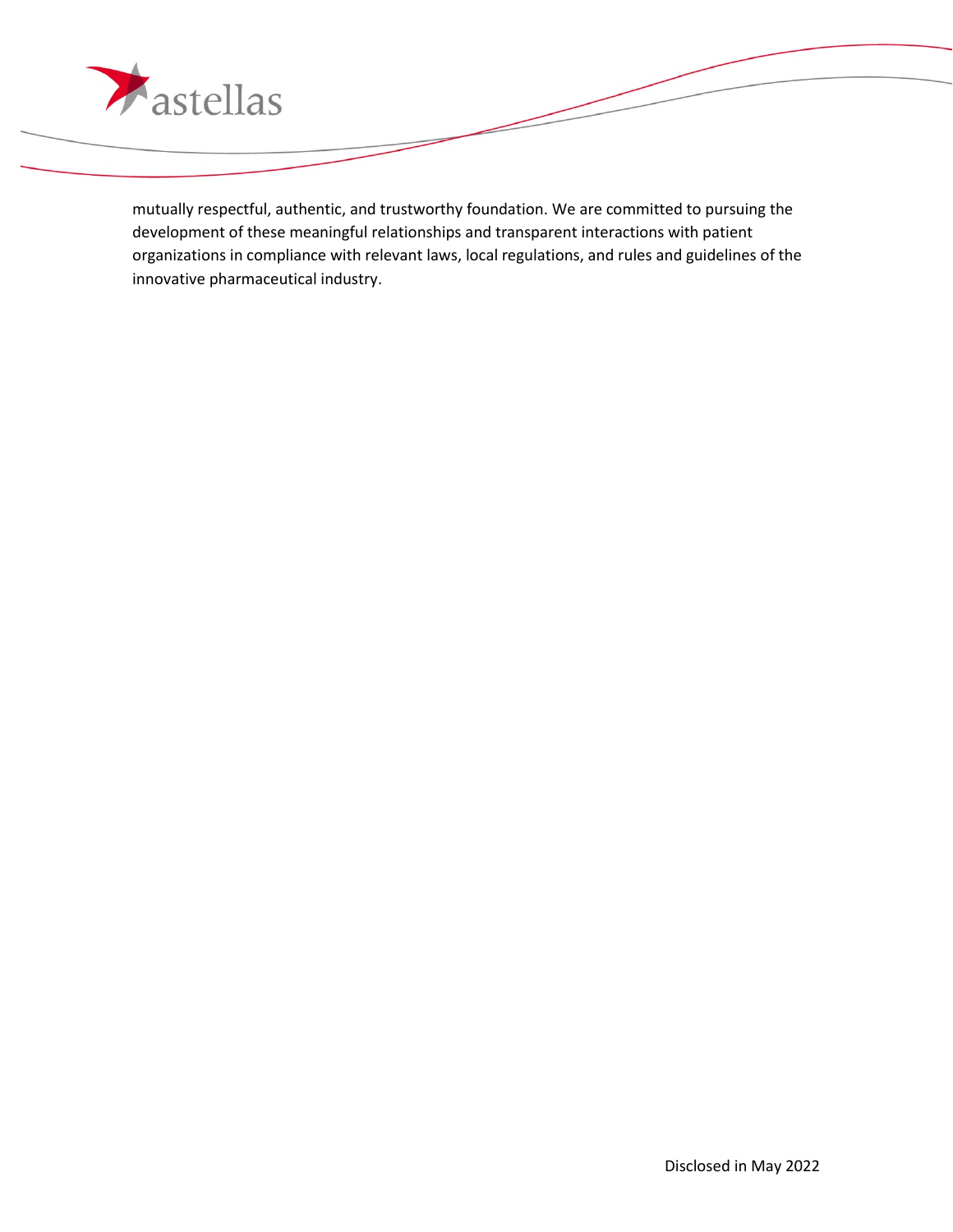mutually respectful, authentic, and trustworthy foundation. We are committed to pursuing the development of these meaningful relationships and transparent interactions with patient organizations in compliance with relevant laws, local regulations, and rules and guidelines of the innovative pharmaceutical industry.

Disclosed in May 2022